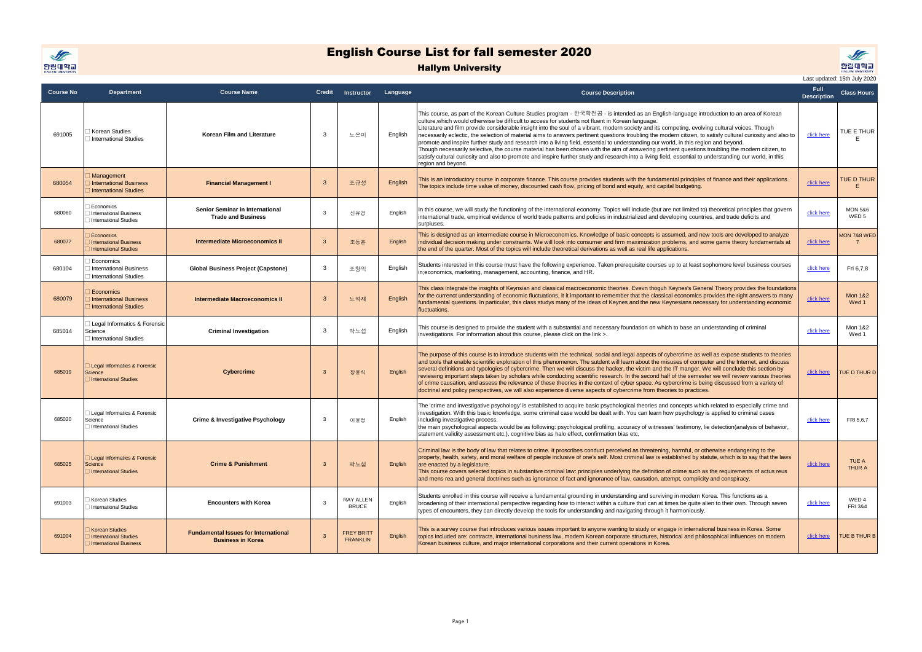# English Course List for fall semester 2020

## Hallym University

Last updated: 15th July 2020

| Course No | Department | Course Name | Credit | Instructor | Language | Course Description | Full Description | Class Hours |
|---|---|---|---|---|---|---|---|---|
| 691005 | ☐ Korean Studies<br>☐ International Studies | **Korean Film and Literature** | 3 | 노은미 | English | This course, as part of the Korean Culture Studies program - 한국학전공 - is intended as an English-language introduction to an area of Korean culture,which would otherwise be difficult to access for students not fluent in Korean language.<br>Literature and film provide considerable insight into the soul of a vibrant, modern society and its competing, evolving cultural voices. Though necessarily eclectic, the selection of material aims to answers pertinent questions troubling the modern citizen, to satisfy cultural curiosity and also to promote and inspire further study and research into a living field, essential to understanding our world, in this region and beyond.<br>Though necessarily selective, the course material has been chosen with the aim of answering pertinent questions troubling the modern citizen, to satisfy cultural curiosity and also to promote and inspire further study and research into a living field, essential to understanding our world, in this region and beyond. | click here | TUE E THUR E |
| 680054 | ☐ Management<br>☐ International Business<br>☐ International Studies | **Financial Management I** | 3 | 조규성 | English | This is an introductory course in corporate finance. This course provides students with the fundamental principles of finance and their applications. The topics include time value of money, discounted cash flow, pricing of bond and equity, and capital budgeting. | click here | TUE D THUR E |
| 680060 | ☐ Economics<br>☐ International Business<br>☐ International Studies | **Senior Seminar in International Trade and Business** | 3 | 신유경 | English | In this course, we will study the functioning of the international economy. Topics will include (but are not limited to) theoretical principles that govern international trade, empirical evidence of world trade patterns and policies in industrialized and developing countries, and trade deficits and surpluses. | click here | MON 5&6 WED 5 |
| 680077 | ☐ Economics<br>☐ International Business<br>☐ International Studies | **Intermediate Microeconomics II** | 3 | 조동훈 | English | This is designed as an intermediate course in Microeconomics. Knowledge of basic concepts is assumed, and new tools are developed to analyze individual decision making under constraints. We will look into consumer and firm maximization problems, and some game theory fundamentals at the end of the quarter. Most of the topics will include theoretical derivations as well as real life applications. | click here | MON 7&8 WED 7 |
| 680104 | ☐ Economics<br>☐ International Business<br>☐ International Studies | **Global Business Project (Capstone)** | 3 | 조창익 | English | Students interested in this course must have the following experience. Taken prerequisite courses up to at least sophomore level business courses in;economics, marketing, management, accounting, finance, and HR. | click here | Fri 6,7,8 |
| 680079 | ☐ Economics<br>☐ International Business<br>☐ International Studies | **Intermediate Macroeconomics II** | 3 | 노석재 | English | This class integrate the insights of Keynsian and classical macroeconomic theories. Evevn thoguh Keynes's General Theory provides the foundations for the currenct understanding of economic fluctuations, it it important to remember that the classical economics provides the right answers to many fundamental questions. In particular, this class studys many of the ideas of Keynes and the new Keynesians necessary for understanding economic fluctuations. | click here | Mon 1&2 Wed 1 |
| 685014 | ☐ Legal Informatics & Forensic Science<br>☐ International Studies | **Criminal Investigation** | 3 | 박노섭 | English | This course is designed to provide the student with a substantial and necessary foundation on which to base an understanding of criminal investigations. For information about this course, please click on the link >. | click here | Mon 1&2 Wed 1 |
| 685019 | ☐ Legal Informatics & Forensic Science<br>☐ International Studies | **Cybercrime** | 3 | 장윤식 | English | The purpose of this course is to introduce students with the technical, social and legal aspects of cybercrime as well as expose students to theories and tools that enable scientific exploration of this phenomenon. The sutdent will learn about the misuses of computer and the Internet, and discuss several definitions and typologies of cybercrime. Then we will discuss the hacker, the victim and the IT manger. We will conclude this section by reviewing important steps taken by scholars while conducting scientific research. In the second half of the semester we will review various theories of crime causation, and assess the relevance of these theories in the context of cyber space. As cybercrime is being discussed from a variety of doctrinal and policy perspectives, we will also experience diverse aspects of cybercrime from theories to practices. | click here | TUE D THUR D |
| 685020 | ☐ Legal Informatics & Forensic Science<br>☐ International Studies | **Crime & Investigative Psychology** | 3 | 이윤정 | English | The 'crime and investigative psychology' is established to acquire basic psychological theories and concepts which related to especially crime and investigation. With this basic knowledge, some criminal case would be dealt with. You can learn how psychology is applied to criminal cases including investigative process.<br>the main psychological aspects would be as following: psychological profiling, accuracy of witnesses' testimony, lie detection(analysis of behavior, statement validity assessment etc.), cognitive bias as halo effect, confirmation bias etc, | click here | FRI 5,6,7 |
| 685025 | ☐ Legal Informatics & Forensic Science<br>☐ International Studies | **Crime & Punishment** | 3 | 박노섭 | English | Criminal law is the body of law that relates to crime. It proscribes conduct perceived as threatening, harmful, or otherwise endangering to the property, health, safety, and moral welfare of people inclusive of one's self. Most criminal law is established by statute, which is to say that the laws are enacted by a legislature.<br>This course covers selected topics in substantive criminal law: principles underlying the definition of crime such as the requirements of actus reus and mens rea and general doctrines such as ignorance of fact and ignorance of law, causation, attempt, complicity and conspiracy. | click here | TUE A THUR A |
| 691003 | ☐ Korean Studies<br>☐ International Studies | **Encounters with Korea** | 3 | RAY ALLEN BRUCE | English | Students enrolled in this course will receive a fundamental grounding in understanding and surviving in modern Korea. This functions as a broadening of their international perspective regarding how to interact within a culture that can at times be quite alien to their own. Through seven types of encounters, they can directly develop the tools for understanding and navigating through it harmoniously. | click here | WED 4 FRI 3&4 |
| 691004 | ☐ Korean Studies<br>☐ International Studies<br>☐ International Business | **Fundamental Issues for International Business in Korea** | 3 | FREY BRITT FRANKLIN | English | This is a survey course that introduces various issues important to anyone wanting to study or engage in international business in Korea. Some topics included are: contracts, international business law, modern Korean corporate structures, historical and philosophical influences on modern Korean business culture, and major international corporations and their current operations in Korea. | click here | TUE B THUR B |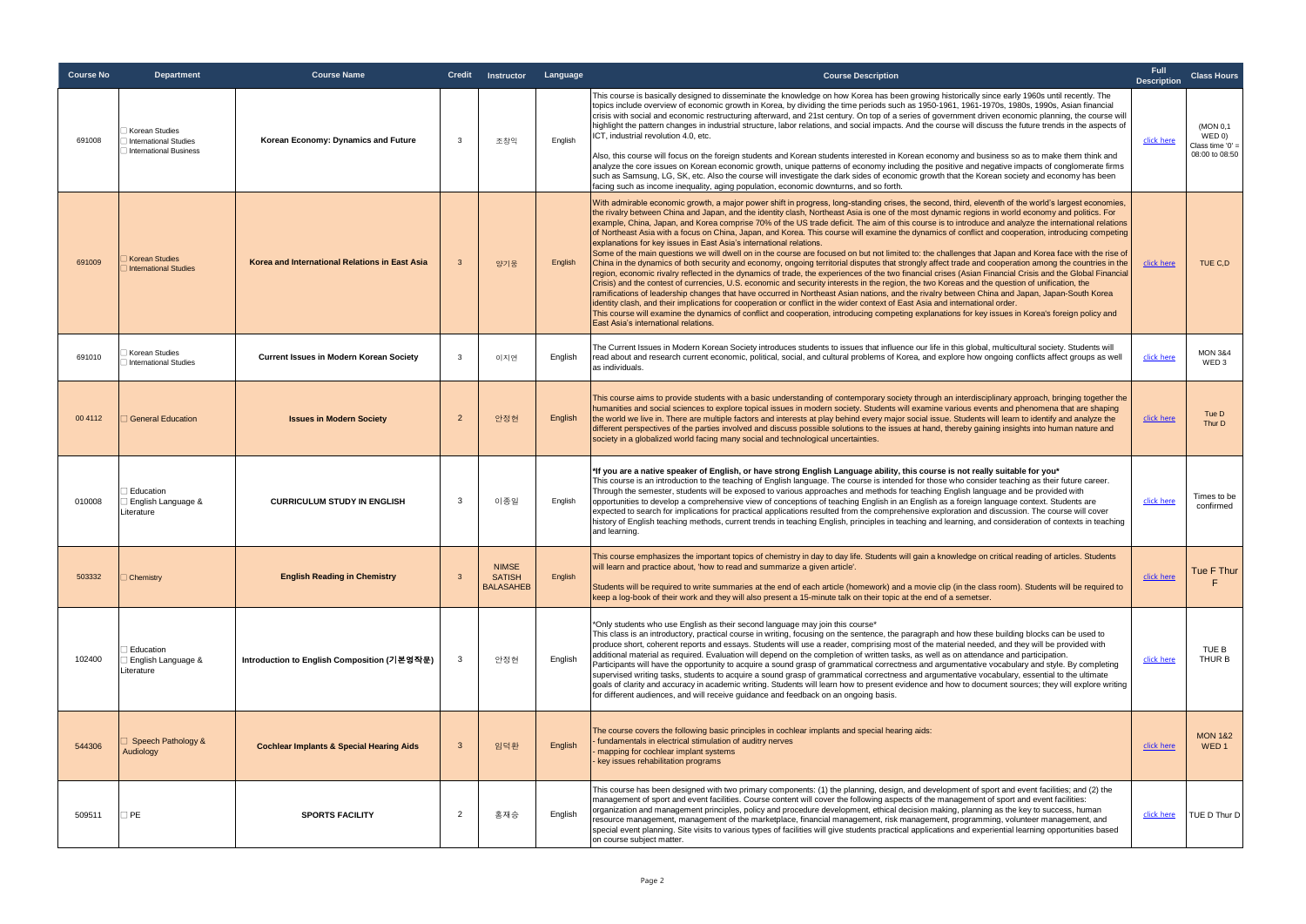| Course No | Department | Course Name | Credit | Instructor | Language | Course Description | Full Description | Class Hours |
|---|---|---|---|---|---|---|---|---|
| 691008 | □ Korean Studies<br>□ International Studies<br>□ International Business | Korean Economy: Dynamics and Future | 3 | 조창익 | English | This course is basically designed to disseminate the knowledge on how Korea has been growing historically since early 1960s until recently. The topics include overview of economic growth in Korea, by dividing the time periods such as 1950-1961, 1961-1970s, 1980s, 1990s, Asian financial crisis with social and economic restructuring afterward, and 21st century. On top of a series of government driven economic planning, the course will highlight the pattern changes in industrial structure, labor relations, and social impacts. And the course will discuss the future trends in the aspects of ICT, industrial revolution 4.0, etc.<br><br>Also, this course will focus on the foreign students and Korean students interested in Korean economy and business so as to make them think and analyze the core issues on Korean economic growth, unique patterns of economy including the positive and negative impacts of conglomerate firms such as Samsung, LG, SK, etc. Also the course will investigate the dark sides of economic growth that the Korean society and economy has been facing such as income inequality, aging population, economic downturns, and so forth. | click here | (MON 0,1 WED 0) Class time '0' = 08:00 to 08:50 |
| 691009 | □ Korean Studies<br>□ International Studies | Korea and International Relations in East Asia | 3 | 양기웅 | English | With admirable economic growth, a major power shift in progress, long-standing crises, the second, third, eleventh of the world's largest economies, the rivalry between China and Japan, and the identity clash, Northeast Asia is one of the most dynamic regions in world economy and politics. For example, China, Japan, and Korea comprise 70% of the US trade deficit. The aim of this course is to introduce and analyze the international relations of Northeast Asia with a focus on China, Japan, and Korea. This course will examine the dynamics of conflict and cooperation, introducing competing explanations for key issues in East Asia's international relations.<br>Some of the main questions we will dwell on in the course are focused on but not limited to: the challenges that Japan and Korea face with the rise of China in the dynamics of both security and economy, ongoing territorial disputes that strongly affect trade and cooperation among the countries in the region, economic rivalry reflected in the dynamics of trade, the experiences of the two financial crises (Asian Financial Crisis and the Global Financial Crisis) and the contest of currencies, U.S. economic and security interests in the region, the two Koreas and the question of unification, the ramifications of leadership changes that have occurred in Northeast Asian nations, and the rivalry between China and Japan, Japan-South Korea identity clash, and their implications for cooperation or conflict in the wider context of East Asia and international order.<br>This course will examine the dynamics of conflict and cooperation, introducing competing explanations for key issues in Korea's foreign policy and East Asia's international relations. | click here | TUE C,D |
| 691010 | □ Korean Studies<br>□ International Studies | Current Issues in Modern Korean Society | 3 | 이지연 | English | The Current Issues in Modern Korean Society introduces students to issues that influence our life in this global, multicultural society. Students will read about and research current economic, political, social, and cultural problems of Korea, and explore how ongoing conflicts affect groups as well as individuals. | click here | MON 3&4<br>WED 3 |
| 00 4112 | □ General Education | Issues in Modern Society | 2 | 안정현 | English | This course aims to provide students with a basic understanding of contemporary society through an interdisciplinary approach, bringing together the humanities and social sciences to explore topical issues in modern society. Students will examine various events and phenomena that are shaping the world we live in. There are multiple factors and interests at play behind every major social issue. Students will learn to identify and analyze the different perspectives of the parties involved and discuss possible solutions to the issues at hand, thereby gaining insights into human nature and society in a globalized world facing many social and technological uncertainties. | click here | Tue D<br>Thur D |
| 010008 | □ Education<br>□ English Language & Literature | CURRICULUM STUDY IN ENGLISH | 3 | 이종일 | English | **\*If you are a native speaker of English, or have strong English Language ability, this course is not really suitable for you\***<br>This course is an introduction to the teaching of English language. The course is intended for those who consider teaching as their future career. Through the semester, students will be exposed to various approaches and methods for teaching English language and be provided with opportunities to develop a comprehensive view of conceptions of teaching English in an English as a foreign language context. Students are expected to search for implications for practical applications resulted from the comprehensive exploration and discussion. The course will cover history of English teaching methods, current trends in teaching English, principles in teaching and learning, and consideration of contexts in teaching and learning. | click here | Times to be confirmed |
| 503332 | □ Chemistry | English Reading in Chemistry | 3 | NIMSE SATISH BALASAHEB | English | This course emphasizes the important topics of chemistry in day to day life. Students will gain a knowledge on critical reading of articles. Students will learn and practice about, 'how to read and summarize a given article'.<br><br>Students will be required to write summaries at the end of each article (homework) and a movie clip (in the class room). Students will be required to keep a log-book of their work and they will also present a 15-minute talk on their topic at the end of a semetser. | click here | Tue F Thur F |
| 102400 | □ Education<br>□ English Language & Literature | Introduction to English Composition (기본영작문) | 3 | 안정현 | English | \*Only students who use English as their second language may join this course\*<br>This class is an introductory, practical course in writing, focusing on the sentence, the paragraph and how these building blocks can be used to produce short, coherent reports and essays. Students will use a reader, comprising most of the material needed, and they will be provided with additional material as required. Evaluation will depend on the completion of written tasks, as well as on attendance and participation.<br>Participants will have the opportunity to acquire a sound grasp of grammatical correctness and argumentative vocabulary and style. By completing supervised writing tasks, students to acquire a sound grasp of grammatical correctness and argumentative vocabulary, essential to the ultimate goals of clarity and accuracy in academic writing. Students will learn how to present evidence and how to document sources; they will explore writing for different audiences, and will receive guidance and feedback on an ongoing basis. | click here | TUE B<br>THUR B |
| 544306 | □ Speech Pathology & Audiology | Cochlear Implants & Special Hearing Aids | 3 | 임덕환 | English | The course covers the following basic principles in cochlear implants and special hearing aids:<br>- fundamentals in electrical stimulation of auditry nerves<br>- mapping for cochlear implant systems<br>- key issues rehabilitation programs | click here | MON 1&2<br>WED 1 |
| 509511 | □ PE | SPORTS FACILITY | 2 | 홍재승 | English | This course has been designed with two primary components: (1) the planning, design, and development of sport and event facilities; and (2) the management of sport and event facilities. Course content will cover the following aspects of the management of sport and event facilities: organization and management principles, policy and procedure development, ethical decision making, planning as the key to success, human resource management, management of the marketplace, financial management, risk management, programming, volunteer management, and special event planning. Site visits to various types of facilities will give students practical applications and experiential learning opportunities based on course subject matter. | click here | TUE D Thur D |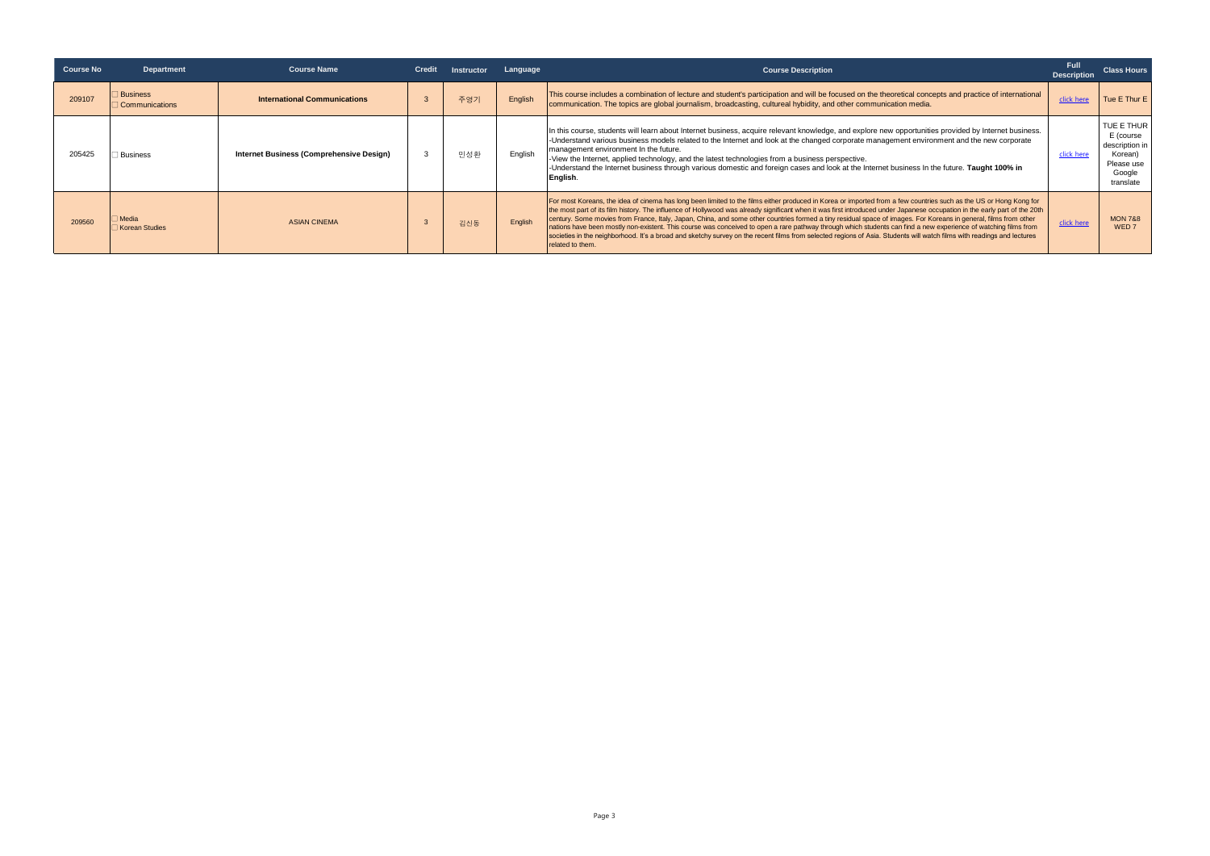| Course No | Department | Course Name | Credit | Instructor | Language | Course Description | Full Description | Class Hours |
|---|---|---|---|---|---|---|---|---|
| 209107 | ☐ Business<br>☐ Communications | **International Communications** | 3 | 주영기 | English | This course includes a combination of lecture and student's participation and will be focused on the theoretical concepts and practice of international communication. The topics are global journalism, broadcasting, cultureal hybidity, and other communication media. | click here | Tue E Thur E |
| 205425 | ☐ Business | **Internet Business (Comprehensive Design)** | 3 | 민성환 | English | In this course, students will learn about Internet business, acquire relevant knowledge, and explore new opportunities provided by Internet business.<br>-Understand various business models related to the Internet and look at the changed corporate management environment and the new corporate management environment In the future.<br>-View the Internet, applied technology, and the latest technologies from a business perspective.<br>-Understand the Internet business through various domestic and foreign cases and look at the Internet business In the future. **Taught 100% in English**. | click here | TUE E THUR E (course description in Korean) Please use Google translate |
| 209560 | ☐ Media<br>☐ Korean Studies | ASIAN CINEMA | 3 | 김신동 | English | For most Koreans, the idea of cinema has long been limited to the films either produced in Korea or imported from a few countries such as the US or Hong Kong for the most part of its film history. The influence of Hollywood was already significant when it was first introduced under Japanese occupation in the early part of the 20th century. Some movies from France, Italy, Japan, China, and some other countries formed a tiny residual space of images. For Koreans in general, films from other nations have been mostly non-existent. This course was conceived to open a rare pathway through which students can find a new experience of watching films from societies in the neighborhood. It's a broad and sketchy survey on the recent films from selected regions of Asia. Students will watch films with readings and lectures related to them. | click here | MON 7&8 WED 7 |